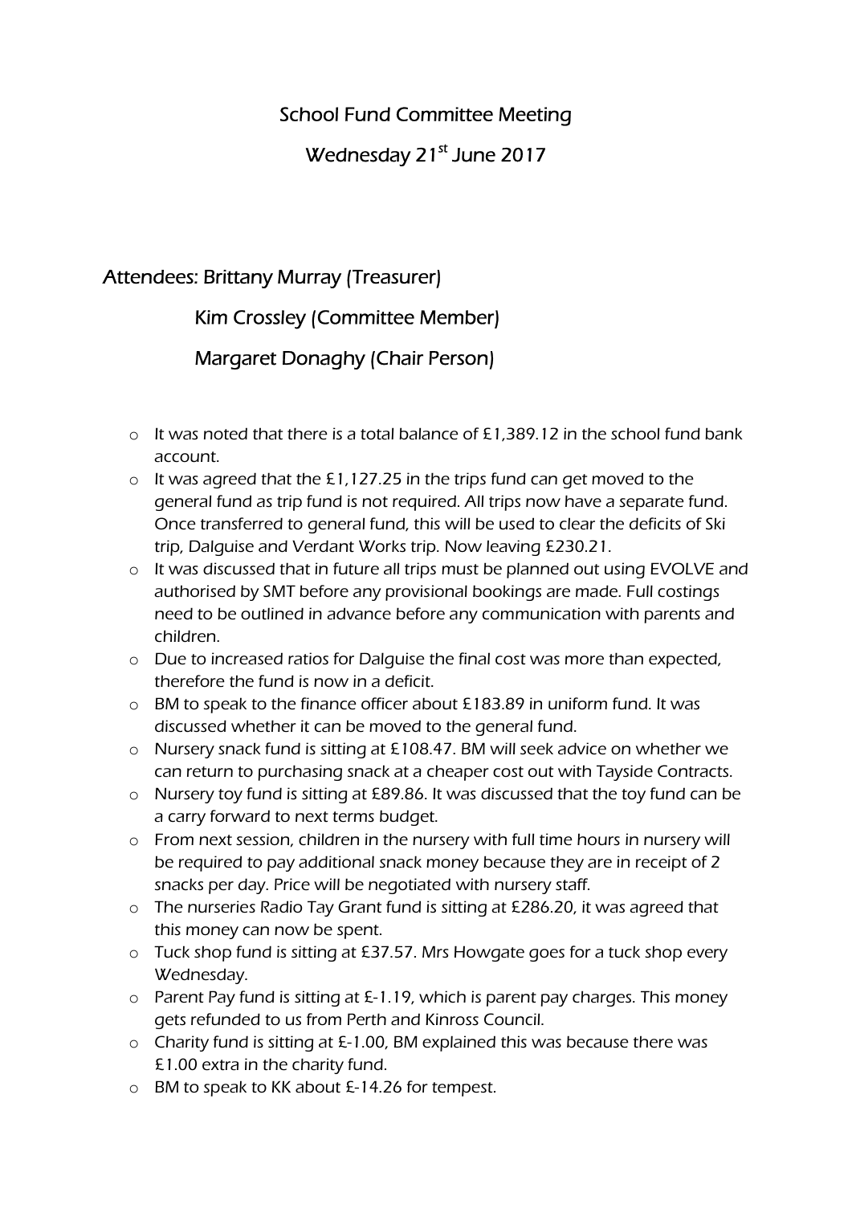# School Fund Committee Meeting

## Wednesday 21st June 2017

Attendees: Brittany Murray (Treasurer)

Kim Crossley (Committee Member)

Margaret Donaghy (Chair Person)

- It was noted that there is a total balance of £1,389.12 in the school fund bank account.
- It was agreed that the £1,127.25 in the trips fund can get moved to the general fund as trip fund is not required. All trips now have a separate fund. Once transferred to general fund, this will be used to clear the deficits of Ski trip, Dalguise and Verdant Works trip. Now leaving £230.21.
- It was discussed that in future all trips must be planned out using EVOLVE and authorised by SMT before any provisional bookings are made. Full costings need to be outlined in advance before any communication with parents and children.
- Due to increased ratios for Dalguise the final cost was more than expected, therefore the fund is now in a deficit.
- BM to speak to the finance officer about £183.89 in uniform fund. It was discussed whether it can be moved to the general fund.
- Nursery snack fund is sitting at £108.47. BM will seek advice on whether we can return to purchasing snack at a cheaper cost out with Tayside Contracts.
- Nursery toy fund is sitting at £89.86. It was discussed that the toy fund can be a carry forward to next terms budget.
- From next session, children in the nursery with full time hours in nursery will be required to pay additional snack money because they are in receipt of 2 snacks per day. Price will be negotiated with nursery staff.
- The nurseries Radio Tay Grant fund is sitting at £286.20, it was agreed that this money can now be spent.
- Tuck shop fund is sitting at £37.57. Mrs Howgate goes for a tuck shop every Wednesday.
- Parent Pay fund is sitting at £-1.19, which is parent pay charges. This money gets refunded to us from Perth and Kinross Council.
- Charity fund is sitting at £-1.00, BM explained this was because there was £1.00 extra in the charity fund.
- BM to speak to KK about £-14.26 for tempest.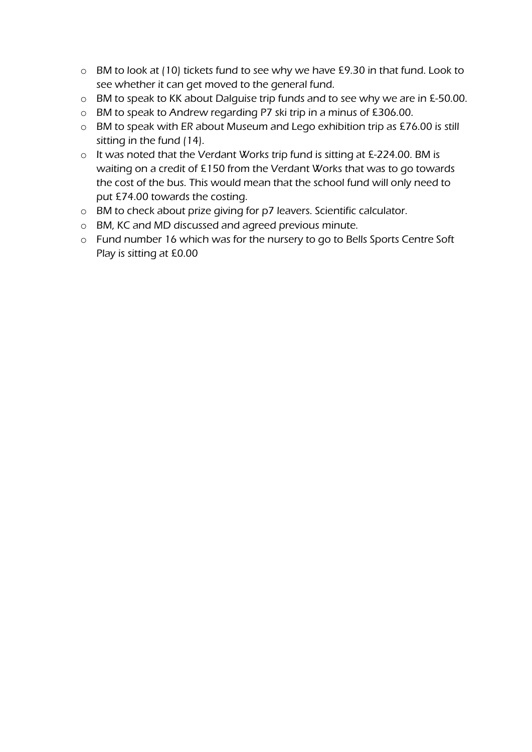- BM to look at (10) tickets fund to see why we have £9.30 in that fund. Look to see whether it can get moved to the general fund.
- BM to speak to KK about Dalguise trip funds and to see why we are in £-50.00.
- BM to speak to Andrew regarding P7 ski trip in a minus of £306.00.
- BM to speak with ER about Museum and Lego exhibition trip as £76.00 is still sitting in the fund (14).
- It was noted that the Verdant Works trip fund is sitting at £-224.00. BM is waiting on a credit of £150 from the Verdant Works that was to go towards the cost of the bus. This would mean that the school fund will only need to put £74.00 towards the costing.
- BM to check about prize giving for p7 leavers. Scientific calculator.
- BM, KC and MD discussed and agreed previous minute.
- Fund number 16 which was for the nursery to go to Bells Sports Centre Soft Play is sitting at £0.00